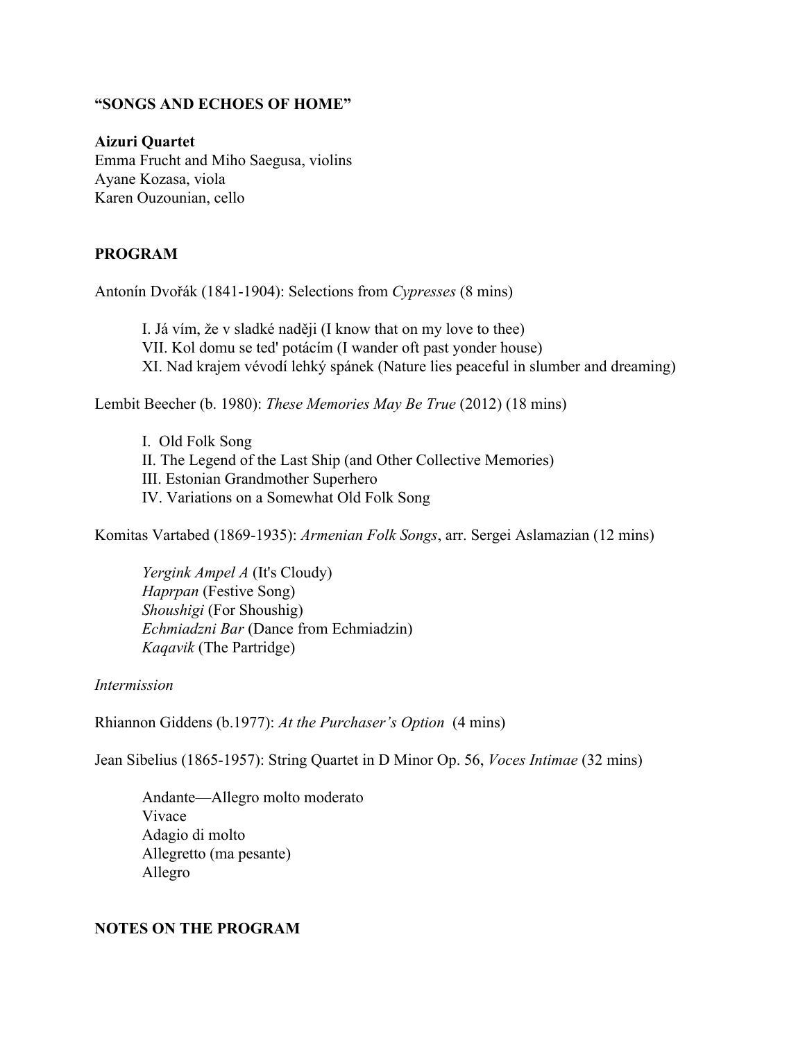**"SONGS AND ECHOES OF HOME"**

**Aizuri Quartet**
Emma Frucht and Miho Saegusa, violins
Ayane Kozasa, viola
Karen Ouzounian, cello

**PROGRAM**

Antonín Dvořák (1841-1904): Selections from *Cypresses* (8 mins)

> I. Já vím, že v sladké naději (I know that on my love to thee)
> VII. Kol domu se ted' potácím (I wander oft past yonder house)
> XI. Nad krajem vévodí lehký spánek (Nature lies peaceful in slumber and dreaming)

Lembit Beecher (b. 1980): *These Memories May Be True* (2012) (18 mins)

> I. Old Folk Song
> II. The Legend of the Last Ship (and Other Collective Memories)
> III. Estonian Grandmother Superhero
> IV. Variations on a Somewhat Old Folk Song

Komitas Vartabed (1869-1935): *Armenian Folk Songs*, arr. Sergei Aslamazian (12 mins)

> *Yergink Ampel A* (It's Cloudy)
> *Haprpan* (Festive Song)
> *Shoushigi* (For Shoushig)
> *Echmiadzni Bar* (Dance from Echmiadzin)
> *Kaqavik* (The Partridge)

*Intermission*

Rhiannon Giddens (b.1977): *At the Purchaser's Option* (4 mins)

Jean Sibelius (1865-1957): String Quartet in D Minor Op. 56, *Voces Intimae* (32 mins)

> Andante—Allegro molto moderato
> Vivace
> Adagio di molto
> Allegretto (ma pesante)
> Allegro

**NOTES ON THE PROGRAM**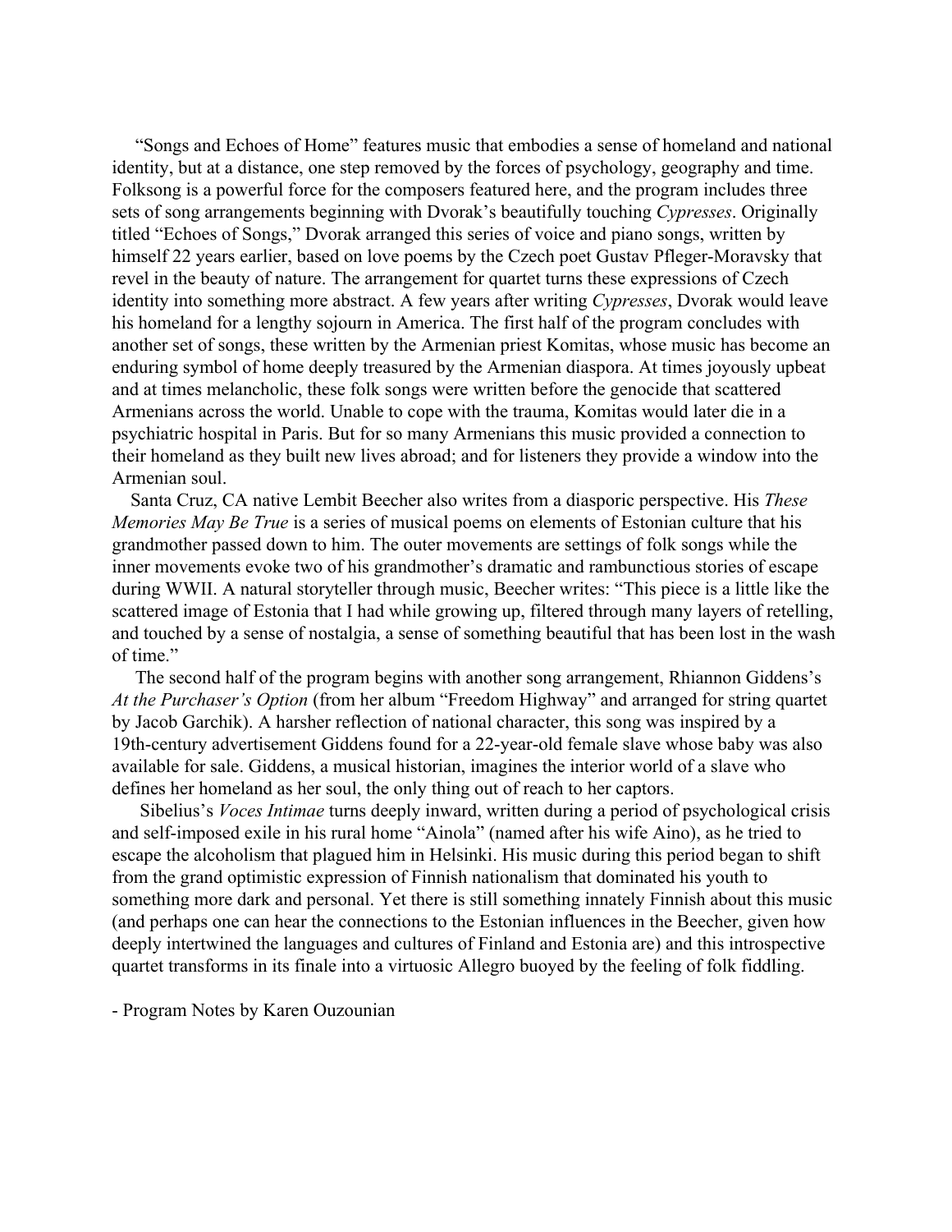"Songs and Echoes of Home" features music that embodies a sense of homeland and national identity, but at a distance, one step removed by the forces of psychology, geography and time. Folksong is a powerful force for the composers featured here, and the program includes three sets of song arrangements beginning with Dvorak's beautifully touching *Cypresses*. Originally titled "Echoes of Songs," Dvorak arranged this series of voice and piano songs, written by himself 22 years earlier, based on love poems by the Czech poet Gustav Pfleger-Moravsky that revel in the beauty of nature. The arrangement for quartet turns these expressions of Czech identity into something more abstract. A few years after writing *Cypresses*, Dvorak would leave his homeland for a lengthy sojourn in America. The first half of the program concludes with another set of songs, these written by the Armenian priest Komitas, whose music has become an enduring symbol of home deeply treasured by the Armenian diaspora. At times joyously upbeat and at times melancholic, these folk songs were written before the genocide that scattered Armenians across the world. Unable to cope with the trauma, Komitas would later die in a psychiatric hospital in Paris. But for so many Armenians this music provided a connection to their homeland as they built new lives abroad; and for listeners they provide a window into the Armenian soul.

Santa Cruz, CA native Lembit Beecher also writes from a diasporic perspective. His *These Memories May Be True* is a series of musical poems on elements of Estonian culture that his grandmother passed down to him. The outer movements are settings of folk songs while the inner movements evoke two of his grandmother's dramatic and rambunctious stories of escape during WWII. A natural storyteller through music, Beecher writes: "This piece is a little like the scattered image of Estonia that I had while growing up, filtered through many layers of retelling, and touched by a sense of nostalgia, a sense of something beautiful that has been lost in the wash of time."

The second half of the program begins with another song arrangement, Rhiannon Giddens's *At the Purchaser's Option* (from her album "Freedom Highway" and arranged for string quartet by Jacob Garchik). A harsher reflection of national character, this song was inspired by a 19th-century advertisement Giddens found for a 22-year-old female slave whose baby was also available for sale. Giddens, a musical historian, imagines the interior world of a slave who defines her homeland as her soul, the only thing out of reach to her captors.

Sibelius's *Voces Intimae* turns deeply inward, written during a period of psychological crisis and self-imposed exile in his rural home "Ainola" (named after his wife Aino), as he tried to escape the alcoholism that plagued him in Helsinki. His music during this period began to shift from the grand optimistic expression of Finnish nationalism that dominated his youth to something more dark and personal. Yet there is still something innately Finnish about this music (and perhaps one can hear the connections to the Estonian influences in the Beecher, given how deeply intertwined the languages and cultures of Finland and Estonia are) and this introspective quartet transforms in its finale into a virtuosic Allegro buoyed by the feeling of folk fiddling.

- Program Notes by Karen Ouzounian